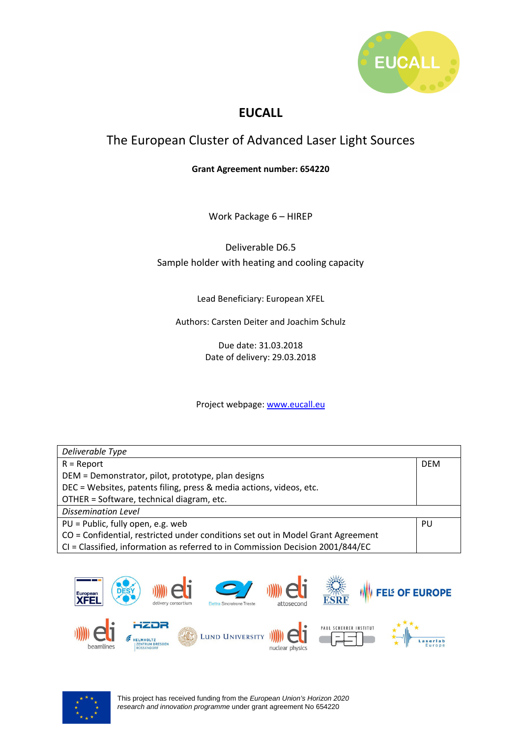# EUCALL

## The European Cluster of Advanced Laser Light Sources

**Grant Agreement number: 654220**

Work Package 6 – HIREP

Deliverable D6.5
Sample holder with heating and cooling capacity

Lead Beneficiary: European XFEL

Authors: Carsten Deiter and Joachim Schulz

Due date: 31.03.2018
Date of delivery: 29.03.2018

Project webpage: [www.eucall.eu](http://www.eucall.eu)

| *Deliverable Type* | |
|---|---|
| R = Report<br>DEM = Demonstrator, pilot, prototype, plan designs<br>DEC = Websites, patents filing, press & media actions, videos, etc.<br>OTHER = Software, technical diagram, etc. | DEM |
| *Dissemination Level* | |
| PU = Public, fully open, e.g. web<br>CO = Confidential, restricted under conditions set out in Model Grant Agreement<br>CI = Classified, information as referred to in Commission Decision 2001/844/EC | PU |

This project has received funding from the *European Union's Horizon 2020 research and innovation programme* under grant agreement No 654220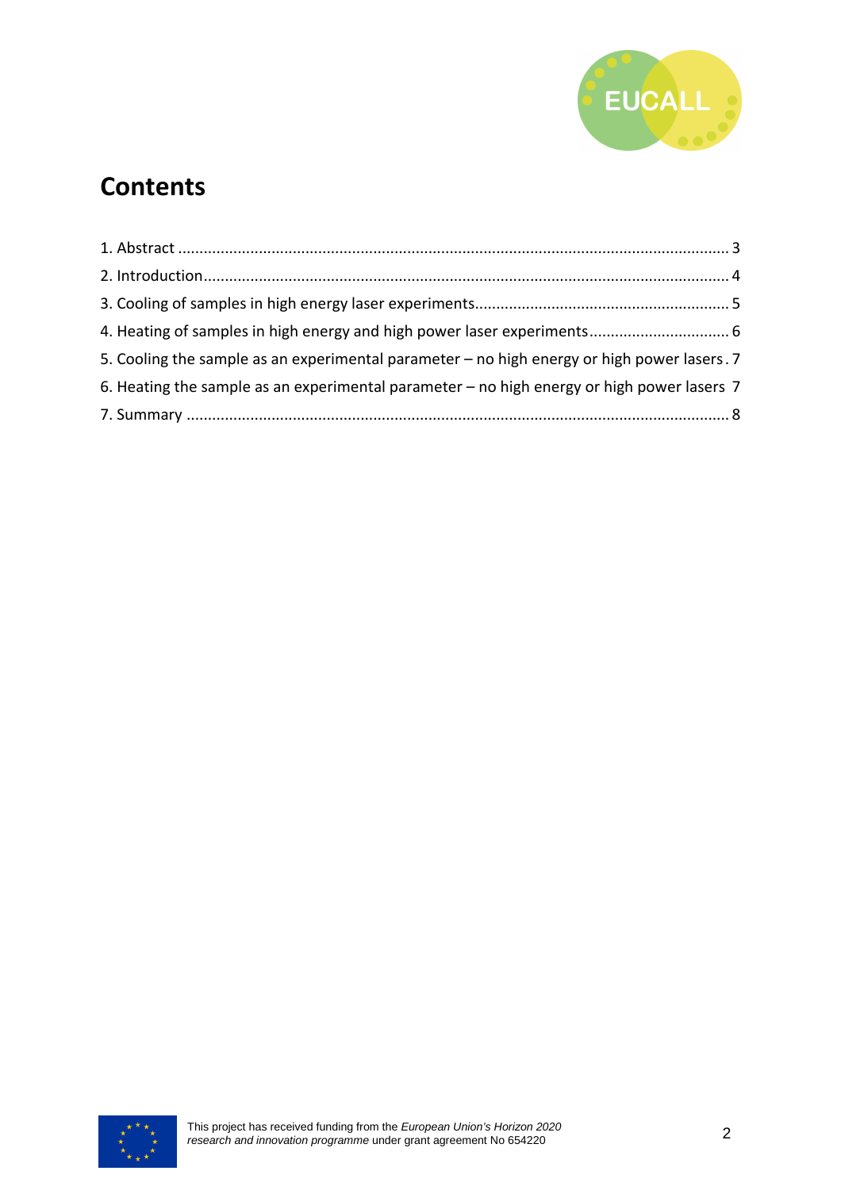# Contents

1. Abstract ........................................................................................................................ 3
2. Introduction ................................................................................................................. 4
3. Cooling of samples in high energy laser experiments ................................................. 5
4. Heating of samples in high energy and high power laser experiments ........................ 6
5. Cooling the sample as an experimental parameter – no high energy or high power lasers . 7
6. Heating the sample as an experimental parameter – no high energy or high power lasers 7
7. Summary ...................................................................................................................... 8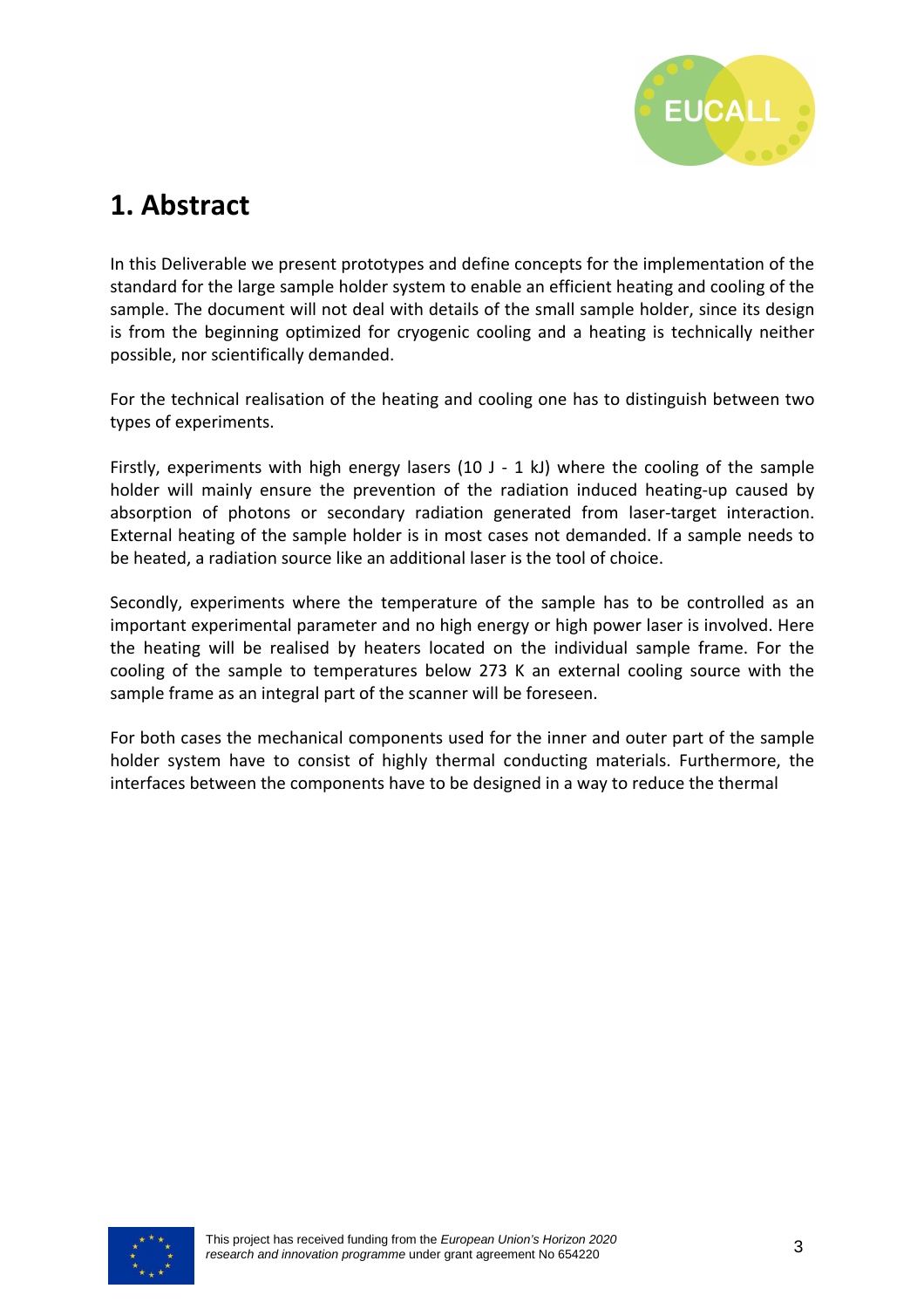# 1. Abstract

In this Deliverable we present prototypes and define concepts for the implementation of the standard for the large sample holder system to enable an efficient heating and cooling of the sample. The document will not deal with details of the small sample holder, since its design is from the beginning optimized for cryogenic cooling and a heating is technically neither possible, nor scientifically demanded.

For the technical realisation of the heating and cooling one has to distinguish between two types of experiments.

Firstly, experiments with high energy lasers (10 J - 1 kJ) where the cooling of the sample holder will mainly ensure the prevention of the radiation induced heating-up caused by absorption of photons or secondary radiation generated from laser-target interaction. External heating of the sample holder is in most cases not demanded. If a sample needs to be heated, a radiation source like an additional laser is the tool of choice.

Secondly, experiments where the temperature of the sample has to be controlled as an important experimental parameter and no high energy or high power laser is involved. Here the heating will be realised by heaters located on the individual sample frame. For the cooling of the sample to temperatures below 273 K an external cooling source with the sample frame as an integral part of the scanner will be foreseen.

For both cases the mechanical components used for the inner and outer part of the sample holder system have to consist of highly thermal conducting materials. Furthermore, the interfaces between the components have to be designed in a way to reduce the thermal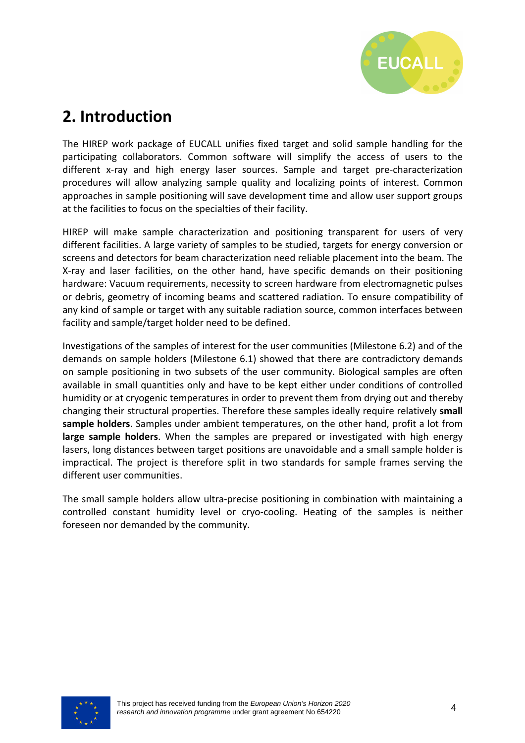## 2. Introduction

The HIREP work package of EUCALL unifies fixed target and solid sample handling for the participating collaborators. Common software will simplify the access of users to the different x-ray and high energy laser sources. Sample and target pre-characterization procedures will allow analyzing sample quality and localizing points of interest. Common approaches in sample positioning will save development time and allow user support groups at the facilities to focus on the specialties of their facility.

HIREP will make sample characterization and positioning transparent for users of very different facilities. A large variety of samples to be studied, targets for energy conversion or screens and detectors for beam characterization need reliable placement into the beam. The X-ray and laser facilities, on the other hand, have specific demands on their positioning hardware: Vacuum requirements, necessity to screen hardware from electromagnetic pulses or debris, geometry of incoming beams and scattered radiation. To ensure compatibility of any kind of sample or target with any suitable radiation source, common interfaces between facility and sample/target holder need to be defined.

Investigations of the samples of interest for the user communities (Milestone 6.2) and of the demands on sample holders (Milestone 6.1) showed that there are contradictory demands on sample positioning in two subsets of the user community. Biological samples are often available in small quantities only and have to be kept either under conditions of controlled humidity or at cryogenic temperatures in order to prevent them from drying out and thereby changing their structural properties. Therefore these samples ideally require relatively **small sample holders**. Samples under ambient temperatures, on the other hand, profit a lot from **large sample holders**. When the samples are prepared or investigated with high energy lasers, long distances between target positions are unavoidable and a small sample holder is impractical. The project is therefore split in two standards for sample frames serving the different user communities.

The small sample holders allow ultra-precise positioning in combination with maintaining a controlled constant humidity level or cryo-cooling. Heating of the samples is neither foreseen nor demanded by the community.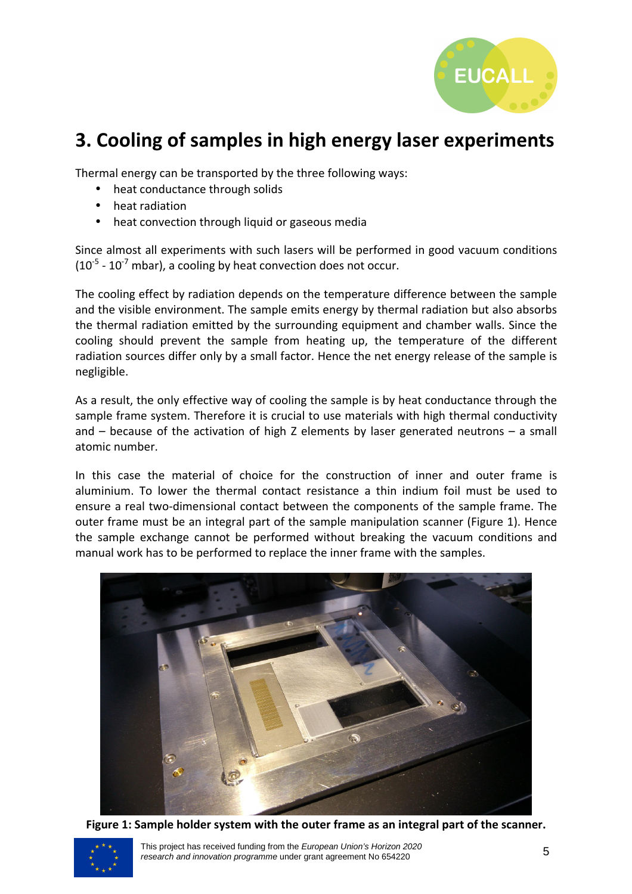# 3. Cooling of samples in high energy laser experiments

Thermal energy can be transported by the three following ways:

- heat conductance through solids
- heat radiation
- heat convection through liquid or gaseous media

Since almost all experiments with such lasers will be performed in good vacuum conditions ($10^{-5}$ - $10^{-7}$ mbar), a cooling by heat convection does not occur.

The cooling effect by radiation depends on the temperature difference between the sample and the visible environment. The sample emits energy by thermal radiation but also absorbs the thermal radiation emitted by the surrounding equipment and chamber walls. Since the cooling should prevent the sample from heating up, the temperature of the different radiation sources differ only by a small factor. Hence the net energy release of the sample is negligible.

As a result, the only effective way of cooling the sample is by heat conductance through the sample frame system. Therefore it is crucial to use materials with high thermal conductivity and – because of the activation of high Z elements by laser generated neutrons – a small atomic number.

In this case the material of choice for the construction of inner and outer frame is aluminium. To lower the thermal contact resistance a thin indium foil must be used to ensure a real two-dimensional contact between the components of the sample frame. The outer frame must be an integral part of the sample manipulation scanner (Figure 1). Hence the sample exchange cannot be performed without breaking the vacuum conditions and manual work has to be performed to replace the inner frame with the samples.

**Figure 1: Sample holder system with the outer frame as an integral part of the scanner.**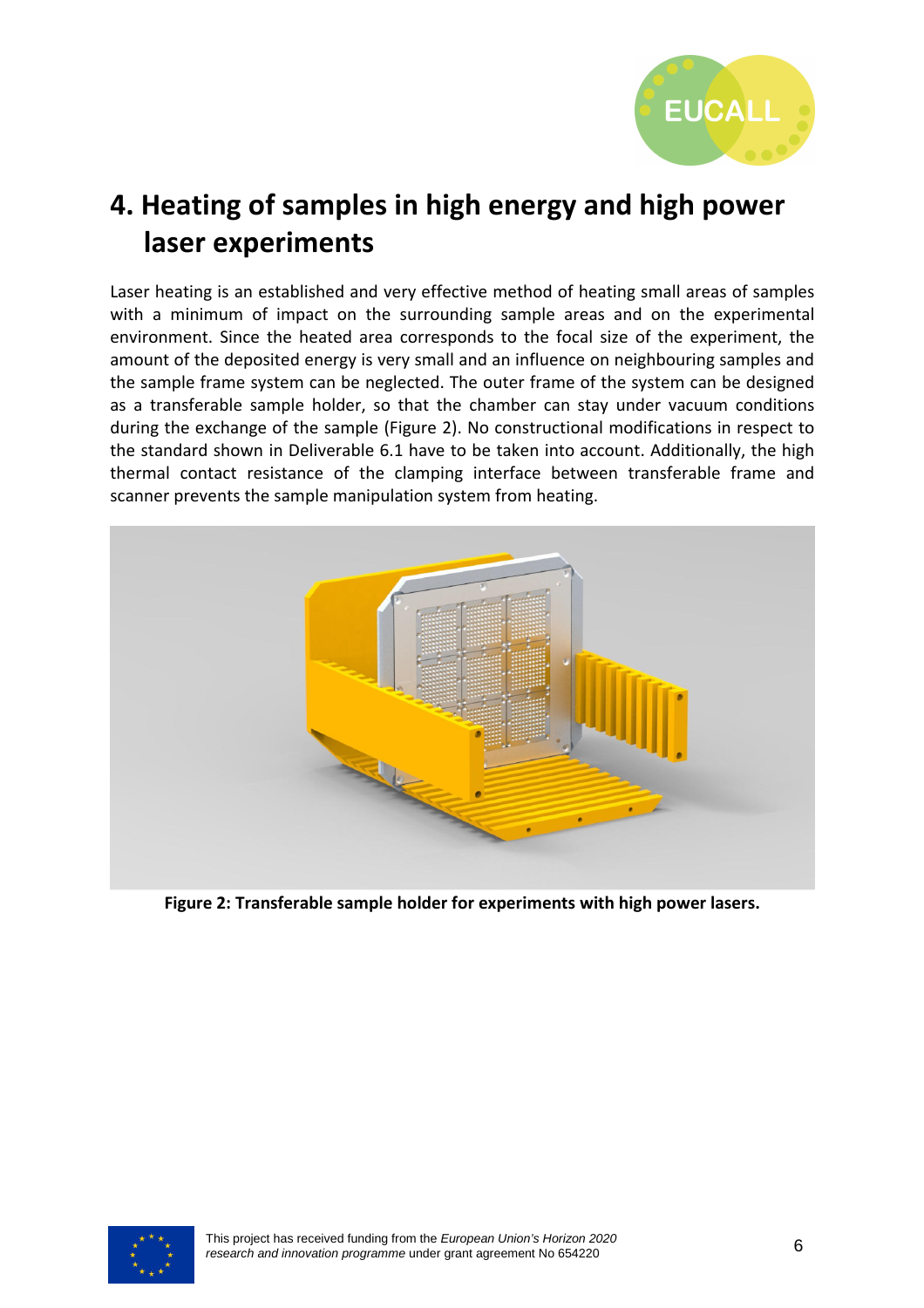# 4. Heating of samples in high energy and high power laser experiments

Laser heating is an established and very effective method of heating small areas of samples with a minimum of impact on the surrounding sample areas and on the experimental environment. Since the heated area corresponds to the focal size of the experiment, the amount of the deposited energy is very small and an influence on neighbouring samples and the sample frame system can be neglected. The outer frame of the system can be designed as a transferable sample holder, so that the chamber can stay under vacuum conditions during the exchange of the sample (Figure 2). No constructional modifications in respect to the standard shown in Deliverable 6.1 have to be taken into account. Additionally, the high thermal contact resistance of the clamping interface between transferable frame and scanner prevents the sample manipulation system from heating.

**Figure 2: Transferable sample holder for experiments with high power lasers.**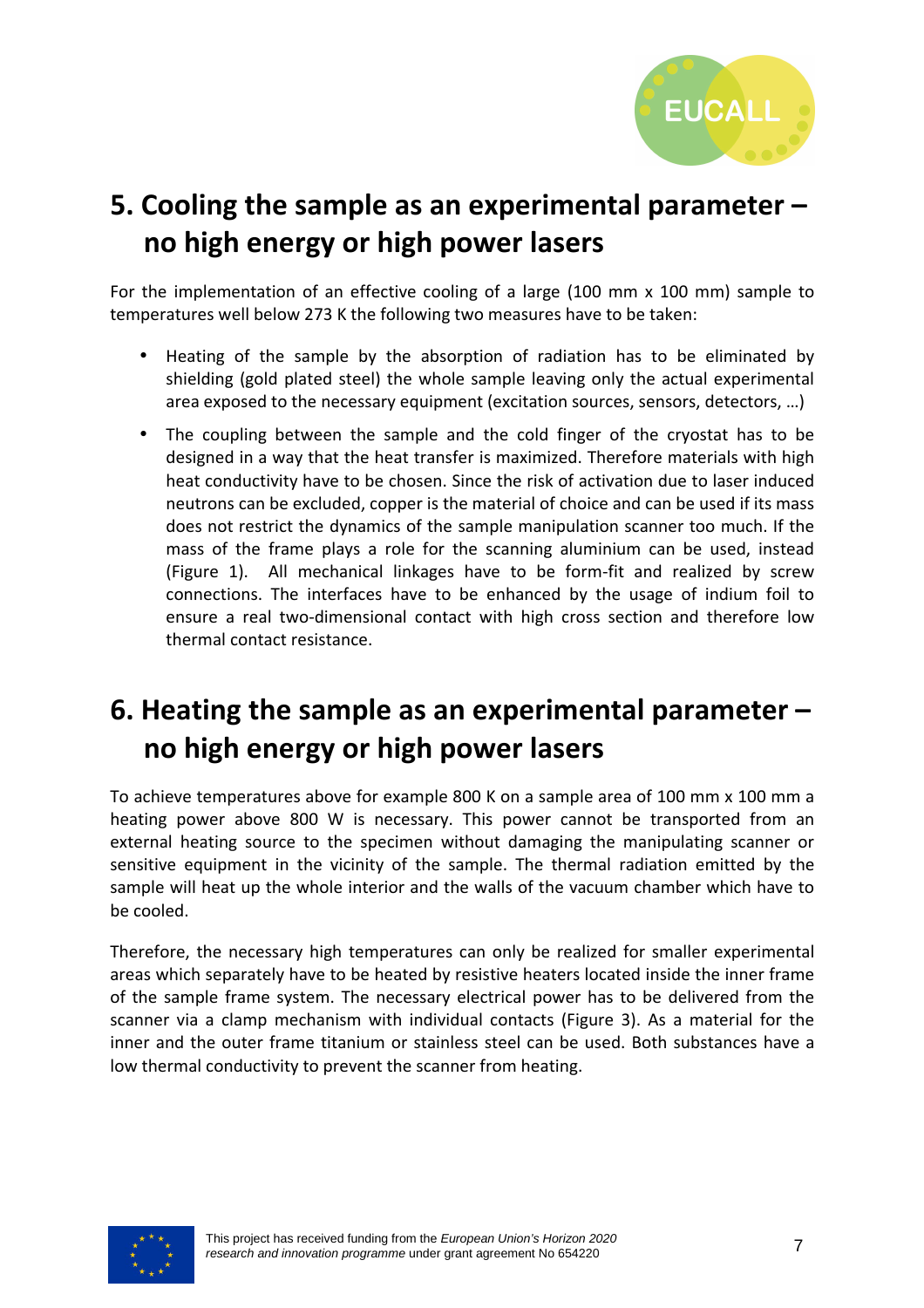## 5. Cooling the sample as an experimental parameter – no high energy or high power lasers

For the implementation of an effective cooling of a large (100 mm x 100 mm) sample to temperatures well below 273 K the following two measures have to be taken:

- Heating of the sample by the absorption of radiation has to be eliminated by shielding (gold plated steel) the whole sample leaving only the actual experimental area exposed to the necessary equipment (excitation sources, sensors, detectors, …)
- The coupling between the sample and the cold finger of the cryostat has to be designed in a way that the heat transfer is maximized. Therefore materials with high heat conductivity have to be chosen. Since the risk of activation due to laser induced neutrons can be excluded, copper is the material of choice and can be used if its mass does not restrict the dynamics of the sample manipulation scanner too much. If the mass of the frame plays a role for the scanning aluminium can be used, instead (Figure 1). All mechanical linkages have to be form-fit and realized by screw connections. The interfaces have to be enhanced by the usage of indium foil to ensure a real two-dimensional contact with high cross section and therefore low thermal contact resistance.

## 6. Heating the sample as an experimental parameter – no high energy or high power lasers

To achieve temperatures above for example 800 K on a sample area of 100 mm x 100 mm a heating power above 800 W is necessary. This power cannot be transported from an external heating source to the specimen without damaging the manipulating scanner or sensitive equipment in the vicinity of the sample. The thermal radiation emitted by the sample will heat up the whole interior and the walls of the vacuum chamber which have to be cooled.

Therefore, the necessary high temperatures can only be realized for smaller experimental areas which separately have to be heated by resistive heaters located inside the inner frame of the sample frame system. The necessary electrical power has to be delivered from the scanner via a clamp mechanism with individual contacts (Figure 3). As a material for the inner and the outer frame titanium or stainless steel can be used. Both substances have a low thermal conductivity to prevent the scanner from heating.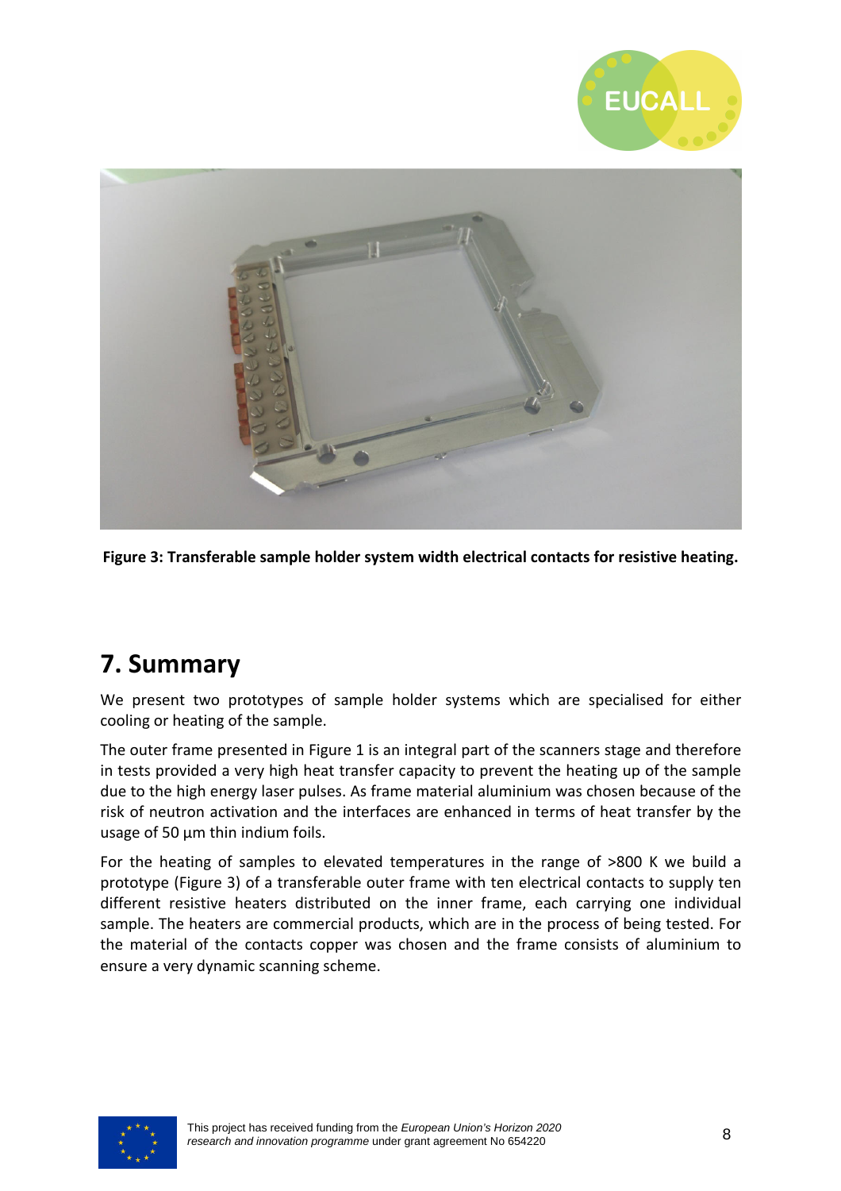Figure 3: Transferable sample holder system width electrical contacts for resistive heating.

## 7. Summary

We present two prototypes of sample holder systems which are specialised for either cooling or heating of the sample.

The outer frame presented in Figure 1 is an integral part of the scanners stage and therefore in tests provided a very high heat transfer capacity to prevent the heating up of the sample due to the high energy laser pulses. As frame material aluminium was chosen because of the risk of neutron activation and the interfaces are enhanced in terms of heat transfer by the usage of 50 µm thin indium foils.

For the heating of samples to elevated temperatures in the range of >800 K we build a prototype (Figure 3) of a transferable outer frame with ten electrical contacts to supply ten different resistive heaters distributed on the inner frame, each carrying one individual sample. The heaters are commercial products, which are in the process of being tested. For the material of the contacts copper was chosen and the frame consists of aluminium to ensure a very dynamic scanning scheme.